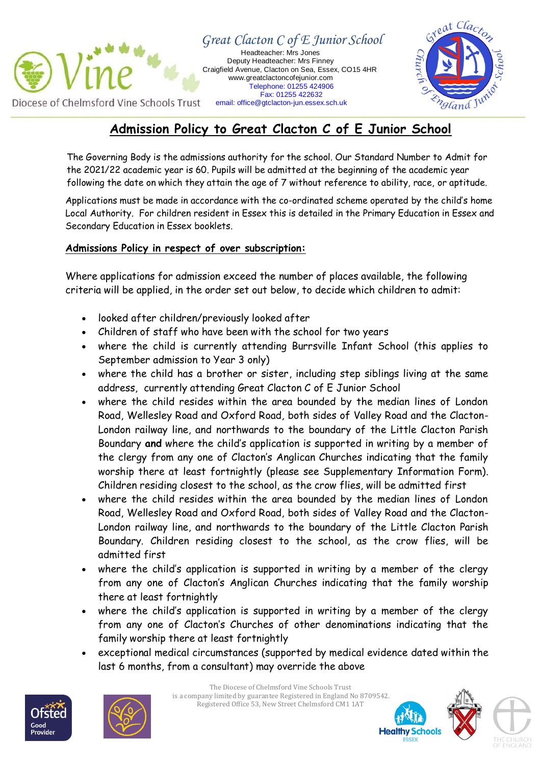Great Clacton C of E Junior School

Headteacher: Mrs Jones
Deputy Headteacher: Mrs Finney
Craigfield Avenue, Clacton on Sea, Essex, CO15 4HR
www.greatclactoncofejunior.com
Telephone: 01255 424906
Fax: 01255 422632
email: office@gtclacton-jun.essex.sch.uk

Diocese of Chelmsford Vine Schools Trust

# Admission Policy to Great Clacton C of E Junior School

The Governing Body is the admissions authority for the school. Our Standard Number to Admit for the 2021/22 academic year is 60. Pupils will be admitted at the beginning of the academic year following the date on which they attain the age of 7 without reference to ability, race, or aptitude.

Applications must be made in accordance with the co-ordinated scheme operated by the child's home Local Authority. For children resident in Essex this is detailed in the Primary Education in Essex and Secondary Education in Essex booklets.

## Admissions Policy in respect of over subscription:

Where applications for admission exceed the number of places available, the following criteria will be applied, in the order set out below, to decide which children to admit:

- looked after children/previously looked after
- Children of staff who have been with the school for two years
- where the child is currently attending Burrsville Infant School (this applies to September admission to Year 3 only)
- where the child has a brother or sister, including step siblings living at the same address, currently attending Great Clacton C of E Junior School
- where the child resides within the area bounded by the median lines of London Road, Wellesley Road and Oxford Road, both sides of Valley Road and the Clacton-London railway line, and northwards to the boundary of the Little Clacton Parish Boundary **and** where the child's application is supported in writing by a member of the clergy from any one of Clacton's Anglican Churches indicating that the family worship there at least fortnightly (please see Supplementary Information Form). Children residing closest to the school, as the crow flies, will be admitted first
- where the child resides within the area bounded by the median lines of London Road, Wellesley Road and Oxford Road, both sides of Valley Road and the Clacton-London railway line, and northwards to the boundary of the Little Clacton Parish Boundary. Children residing closest to the school, as the crow flies, will be admitted first
- where the child's application is supported in writing by a member of the clergy from any one of Clacton's Anglican Churches indicating that the family worship there at least fortnightly
- where the child's application is supported in writing by a member of the clergy from any one of Clacton's Churches of other denominations indicating that the family worship there at least fortnightly
- exceptional medical circumstances (supported by medical evidence dated within the last 6 months, from a consultant) may override the above

The Diocese of Chelmsford Vine Schools Trust
is a company limited by guarantee Registered in England No 8709542.
Registered Office 53, New Street Chelmsford CM1 1AT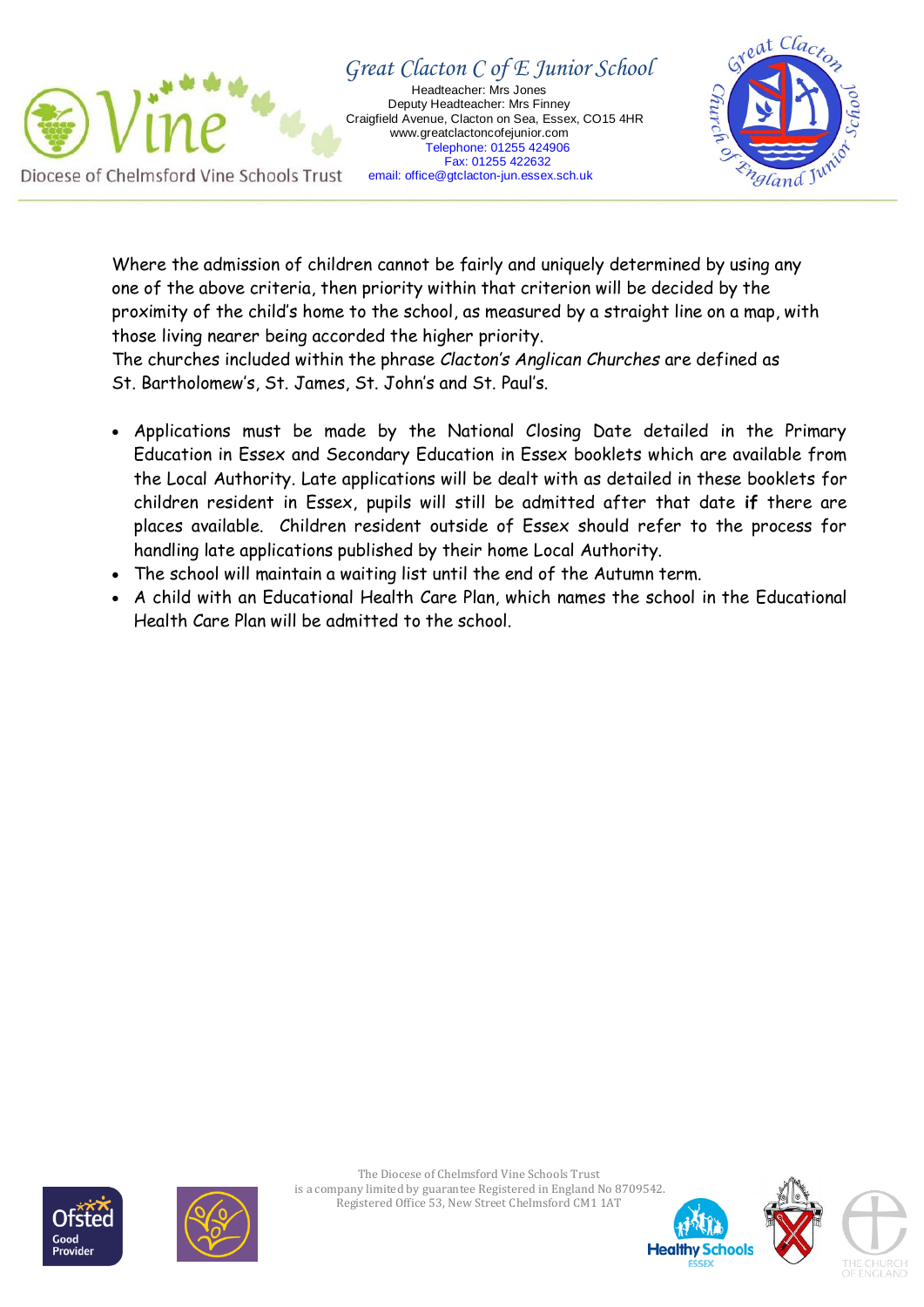Where the admission of children cannot be fairly and uniquely determined by using any one of the above criteria, then priority within that criterion will be decided by the proximity of the child's home to the school, as measured by a straight line on a map, with those living nearer being accorded the higher priority.
The churches included within the phrase *Clacton's Anglican Churches* are defined as St. Bartholomew's, St. James, St. John's and St. Paul's.

- Applications must be made by the National Closing Date detailed in the Primary Education in Essex and Secondary Education in Essex booklets which are available from the Local Authority. Late applications will be dealt with as detailed in these booklets for children resident in Essex, pupils will still be admitted after that date **if** there are places available. Children resident outside of Essex should refer to the process for handling late applications published by their home Local Authority.
- The school will maintain a waiting list until the end of the Autumn term.
- A child with an Educational Health Care Plan, which names the school in the Educational Health Care Plan will be admitted to the school.